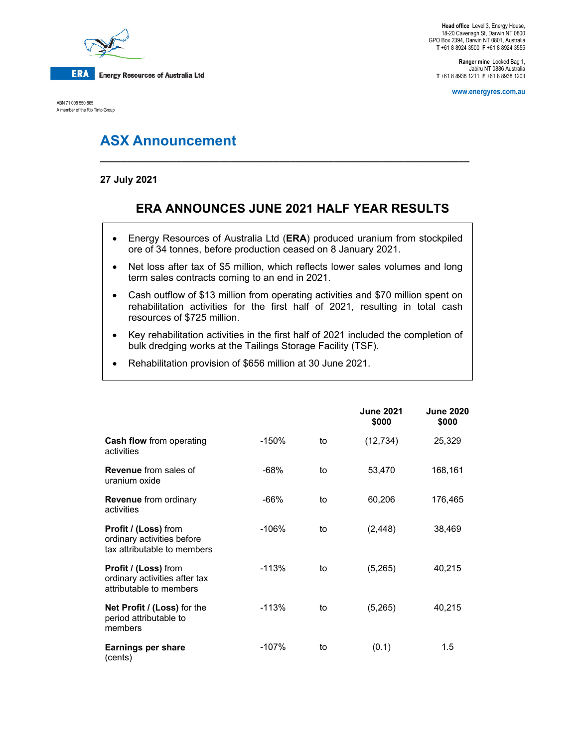**ERA** Energy Resources of Australia Ltd

ABN 71 008 550 865
A member of the Rio Tinto Group

**Head office** Level 3, Energy House,
18-20 Cavenagh St, Darwin NT 0800
GPO Box 2394, Darwin NT 0801, Australia
**T** +61 8 8924 3500 **F** +61 8 8924 3555

**Ranger mine** Locked Bag 1,
Jabiru NT 0886 Australia
**T** +61 8 8938 1211 **F** +61 8 8938 1203

www.energyres.com.au

# ASX Announcement

**27 July 2021**

## ERA ANNOUNCES JUNE 2021 HALF YEAR RESULTS

- Energy Resources of Australia Ltd (**ERA**) produced uranium from stockpiled ore of 34 tonnes, before production ceased on 8 January 2021.
- Net loss after tax of $5 million, which reflects lower sales volumes and long term sales contracts coming to an end in 2021.
- Cash outflow of $13 million from operating activities and $70 million spent on rehabilitation activities for the first half of 2021, resulting in total cash resources of $725 million.
- Key rehabilitation activities in the first half of 2021 included the completion of bulk dredging works at the Tailings Storage Facility (TSF).
- Rehabilitation provision of $656 million at 30 June 2021.

| | | | June 2021 $000 | June 2020 $000 |
|---|---|---|---|---|
| **Cash flow** from operating activities | -150% | to | (12,734) | 25,329 |
| **Revenue** from sales of uranium oxide | -68% | to | 53,470 | 168,161 |
| **Revenue** from ordinary activities | -66% | to | 60,206 | 176,465 |
| **Profit / (Loss)** from ordinary activities before tax attributable to members | -106% | to | (2,448) | 38,469 |
| **Profit / (Loss)** from ordinary activities after tax attributable to members | -113% | to | (5,265) | 40,215 |
| **Net Profit / (Loss)** for the period attributable to members | -113% | to | (5,265) | 40,215 |
| **Earnings per share** (cents) | -107% | to | (0.1) | 1.5 |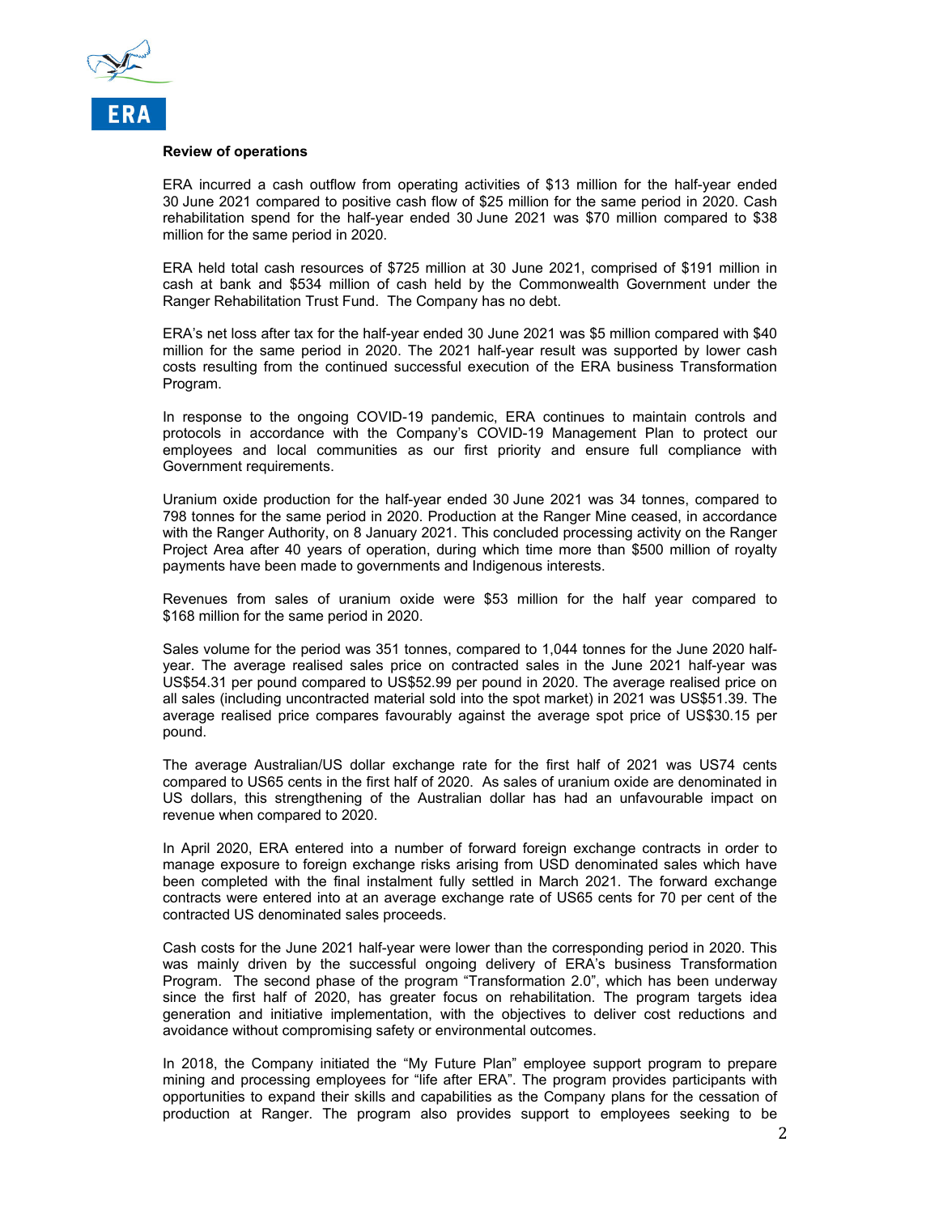**Review of operations**

ERA incurred a cash outflow from operating activities of $13 million for the half-year ended 30 June 2021 compared to positive cash flow of $25 million for the same period in 2020. Cash rehabilitation spend for the half-year ended 30 June 2021 was $70 million compared to $38 million for the same period in 2020.

ERA held total cash resources of $725 million at 30 June 2021, comprised of $191 million in cash at bank and $534 million of cash held by the Commonwealth Government under the Ranger Rehabilitation Trust Fund. The Company has no debt.

ERA's net loss after tax for the half-year ended 30 June 2021 was $5 million compared with $40 million for the same period in 2020. The 2021 half-year result was supported by lower cash costs resulting from the continued successful execution of the ERA business Transformation Program.

In response to the ongoing COVID-19 pandemic, ERA continues to maintain controls and protocols in accordance with the Company's COVID-19 Management Plan to protect our employees and local communities as our first priority and ensure full compliance with Government requirements.

Uranium oxide production for the half-year ended 30 June 2021 was 34 tonnes, compared to 798 tonnes for the same period in 2020. Production at the Ranger Mine ceased, in accordance with the Ranger Authority, on 8 January 2021. This concluded processing activity on the Ranger Project Area after 40 years of operation, during which time more than $500 million of royalty payments have been made to governments and Indigenous interests.

Revenues from sales of uranium oxide were $53 million for the half year compared to $168 million for the same period in 2020.

Sales volume for the period was 351 tonnes, compared to 1,044 tonnes for the June 2020 half-year. The average realised sales price on contracted sales in the June 2021 half-year was US$54.31 per pound compared to US$52.99 per pound in 2020. The average realised price on all sales (including uncontracted material sold into the spot market) in 2021 was US$51.39. The average realised price compares favourably against the average spot price of US$30.15 per pound.

The average Australian/US dollar exchange rate for the first half of 2021 was US74 cents compared to US65 cents in the first half of 2020. As sales of uranium oxide are denominated in US dollars, this strengthening of the Australian dollar has had an unfavourable impact on revenue when compared to 2020.

In April 2020, ERA entered into a number of forward foreign exchange contracts in order to manage exposure to foreign exchange risks arising from USD denominated sales which have been completed with the final instalment fully settled in March 2021. The forward exchange contracts were entered into at an average exchange rate of US65 cents for 70 per cent of the contracted US denominated sales proceeds.

Cash costs for the June 2021 half-year were lower than the corresponding period in 2020. This was mainly driven by the successful ongoing delivery of ERA's business Transformation Program. The second phase of the program "Transformation 2.0", which has been underway since the first half of 2020, has greater focus on rehabilitation. The program targets idea generation and initiative implementation, with the objectives to deliver cost reductions and avoidance without compromising safety or environmental outcomes.

In 2018, the Company initiated the "My Future Plan" employee support program to prepare mining and processing employees for "life after ERA". The program provides participants with opportunities to expand their skills and capabilities as the Company plans for the cessation of production at Ranger. The program also provides support to employees seeking to be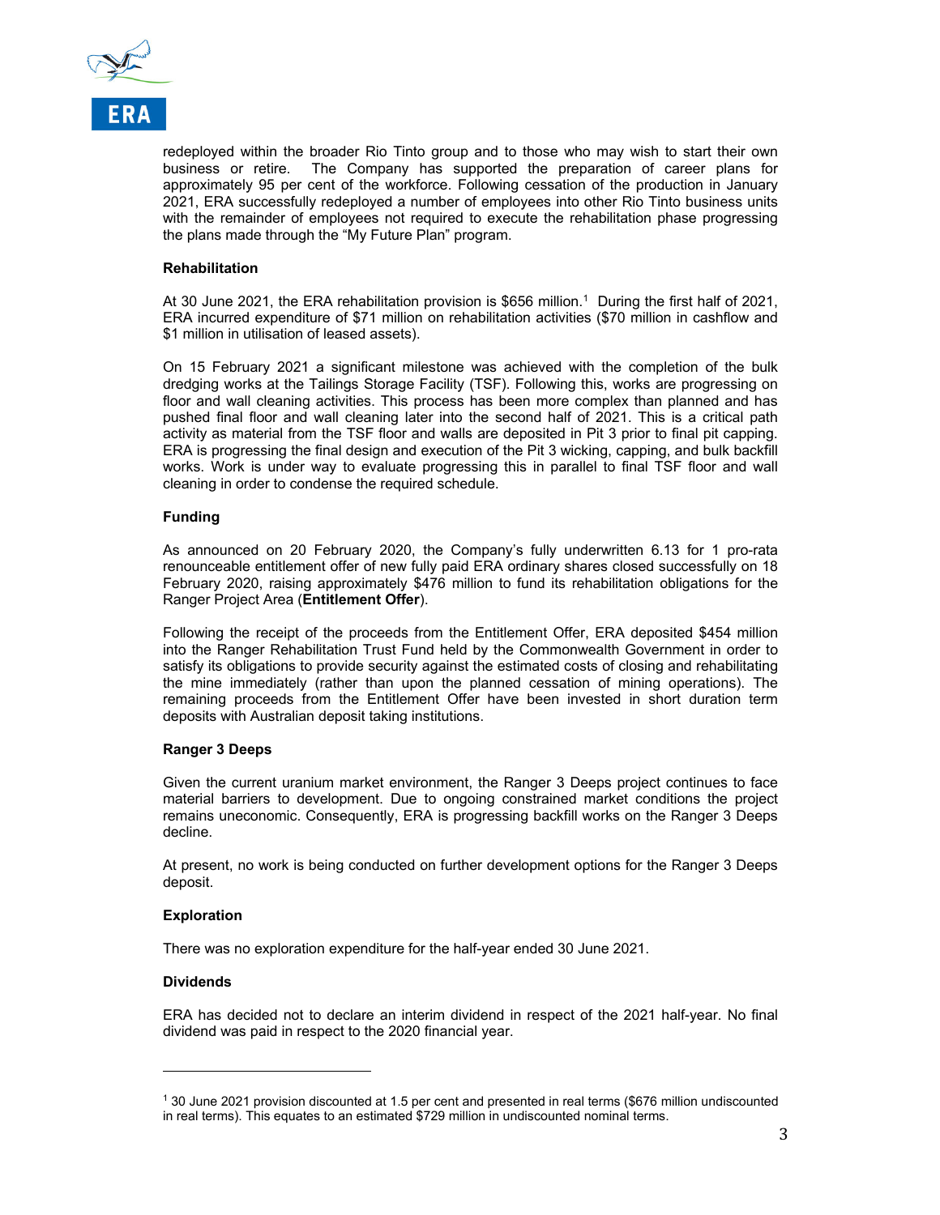redeployed within the broader Rio Tinto group and to those who may wish to start their own business or retire. The Company has supported the preparation of career plans for approximately 95 per cent of the workforce. Following cessation of the production in January 2021, ERA successfully redeployed a number of employees into other Rio Tinto business units with the remainder of employees not required to execute the rehabilitation phase progressing the plans made through the "My Future Plan" program.

**Rehabilitation**

At 30 June 2021, the ERA rehabilitation provision is $656 million.[1] During the first half of 2021, ERA incurred expenditure of $71 million on rehabilitation activities ($70 million in cashflow and $1 million in utilisation of leased assets).

On 15 February 2021 a significant milestone was achieved with the completion of the bulk dredging works at the Tailings Storage Facility (TSF). Following this, works are progressing on floor and wall cleaning activities. This process has been more complex than planned and has pushed final floor and wall cleaning later into the second half of 2021. This is a critical path activity as material from the TSF floor and walls are deposited in Pit 3 prior to final pit capping. ERA is progressing the final design and execution of the Pit 3 wicking, capping, and bulk backfill works. Work is under way to evaluate progressing this in parallel to final TSF floor and wall cleaning in order to condense the required schedule.

**Funding**

As announced on 20 February 2020, the Company's fully underwritten 6.13 for 1 pro-rata renounceable entitlement offer of new fully paid ERA ordinary shares closed successfully on 18 February 2020, raising approximately $476 million to fund its rehabilitation obligations for the Ranger Project Area (**Entitlement Offer**).

Following the receipt of the proceeds from the Entitlement Offer, ERA deposited $454 million into the Ranger Rehabilitation Trust Fund held by the Commonwealth Government in order to satisfy its obligations to provide security against the estimated costs of closing and rehabilitating the mine immediately (rather than upon the planned cessation of mining operations). The remaining proceeds from the Entitlement Offer have been invested in short duration term deposits with Australian deposit taking institutions.

**Ranger 3 Deeps**

Given the current uranium market environment, the Ranger 3 Deeps project continues to face material barriers to development. Due to ongoing constrained market conditions the project remains uneconomic. Consequently, ERA is progressing backfill works on the Ranger 3 Deeps decline.

At present, no work is being conducted on further development options for the Ranger 3 Deeps deposit.

**Exploration**

There was no exploration expenditure for the half-year ended 30 June 2021.

**Dividends**

ERA has decided not to declare an interim dividend in respect of the 2021 half-year. No final dividend was paid in respect to the 2020 financial year.

---

[1] 30 June 2021 provision discounted at 1.5 per cent and presented in real terms ($676 million undiscounted in real terms). This equates to an estimated $729 million in undiscounted nominal terms.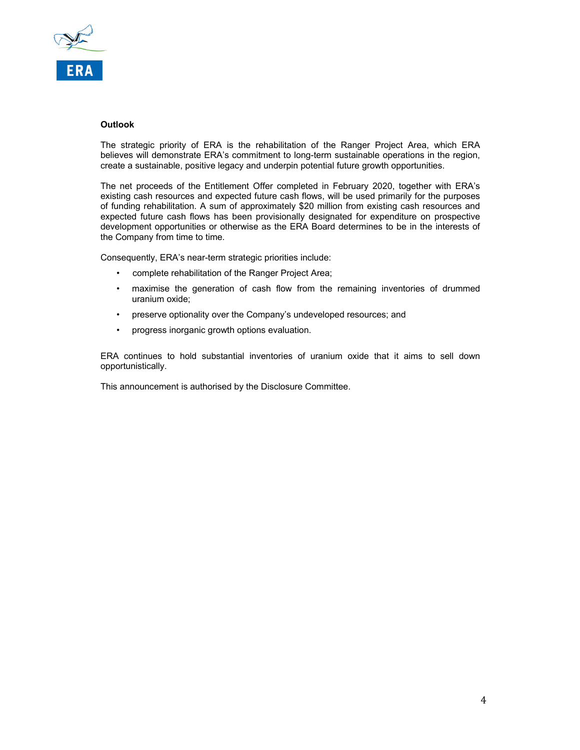## Outlook

The strategic priority of ERA is the rehabilitation of the Ranger Project Area, which ERA believes will demonstrate ERA's commitment to long-term sustainable operations in the region, create a sustainable, positive legacy and underpin potential future growth opportunities.

The net proceeds of the Entitlement Offer completed in February 2020, together with ERA's existing cash resources and expected future cash flows, will be used primarily for the purposes of funding rehabilitation. A sum of approximately $20 million from existing cash resources and expected future cash flows has been provisionally designated for expenditure on prospective development opportunities or otherwise as the ERA Board determines to be in the interests of the Company from time to time.

Consequently, ERA's near-term strategic priorities include:

- complete rehabilitation of the Ranger Project Area;
- maximise the generation of cash flow from the remaining inventories of drummed uranium oxide;
- preserve optionality over the Company's undeveloped resources; and
- progress inorganic growth options evaluation.

ERA continues to hold substantial inventories of uranium oxide that it aims to sell down opportunistically.

This announcement is authorised by the Disclosure Committee.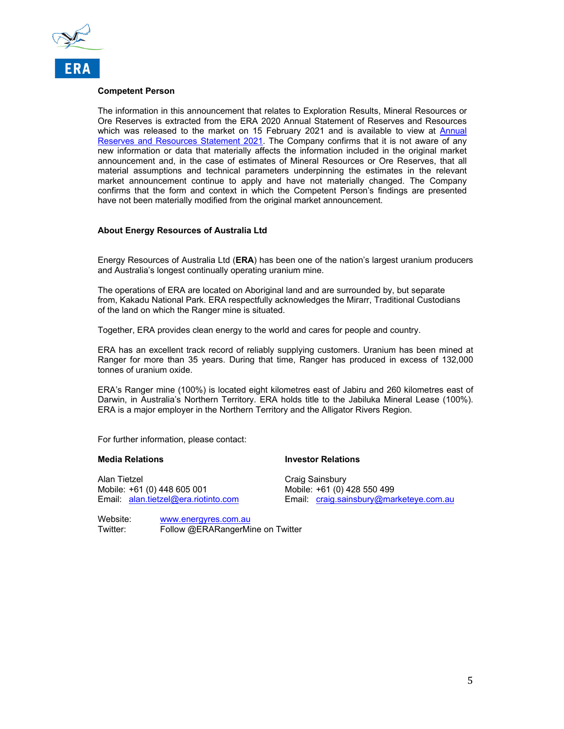**Competent Person**

The information in this announcement that relates to Exploration Results, Mineral Resources or Ore Reserves is extracted from the ERA 2020 Annual Statement of Reserves and Resources which was released to the market on 15 February 2021 and is available to view at Annual Reserves and Resources Statement 2021. The Company confirms that it is not aware of any new information or data that materially affects the information included in the original market announcement and, in the case of estimates of Mineral Resources or Ore Reserves, that all material assumptions and technical parameters underpinning the estimates in the relevant market announcement continue to apply and have not materially changed. The Company confirms that the form and context in which the Competent Person's findings are presented have not been materially modified from the original market announcement.

**About Energy Resources of Australia Ltd**

Energy Resources of Australia Ltd (**ERA**) has been one of the nation's largest uranium producers and Australia's longest continually operating uranium mine.

The operations of ERA are located on Aboriginal land and are surrounded by, but separate from, Kakadu National Park. ERA respectfully acknowledges the Mirarr, Traditional Custodians of the land on which the Ranger mine is situated.

Together, ERA provides clean energy to the world and cares for people and country.

ERA has an excellent track record of reliably supplying customers. Uranium has been mined at Ranger for more than 35 years. During that time, Ranger has produced in excess of 132,000 tonnes of uranium oxide.

ERA's Ranger mine (100%) is located eight kilometres east of Jabiru and 260 kilometres east of Darwin, in Australia's Northern Territory. ERA holds title to the Jabiluka Mineral Lease (100%). ERA is a major employer in the Northern Territory and the Alligator Rivers Region.

For further information, please contact:

**Media Relations**

Alan Tietzel
Mobile: +61 (0) 448 605 001
Email: alan.tietzel@era.riotinto.com

**Investor Relations**

Craig Sainsbury
Mobile: +61 (0) 428 550 499
Email: craig.sainsbury@marketeye.com.au

Website: www.energyres.com.au
Twitter: Follow @ERARangerMine on Twitter